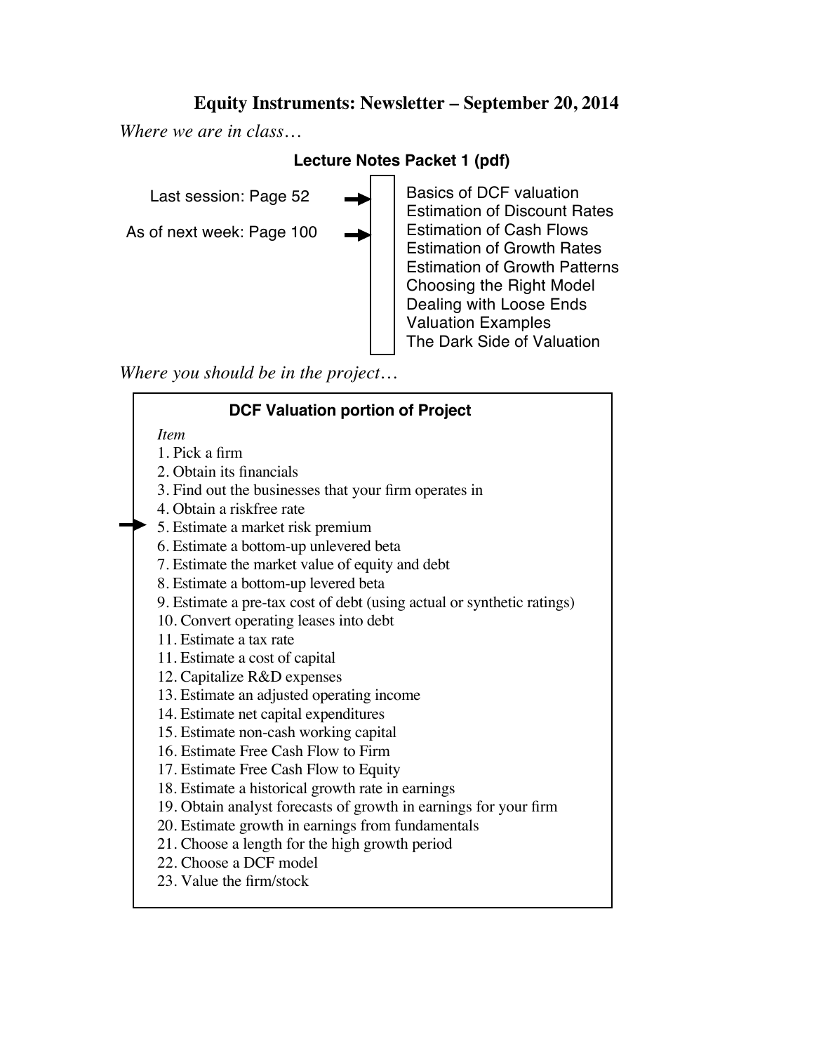# Equity Instruments: Newsletter – September 20, 2014

*Where we are in class…*

**Lecture Notes Packet 1 (pdf)**

Last session: Page 52 →

As of next week: Page 100 →

- Basics of DCF valuation
- Estimation of Discount Rates
- Estimation of Cash Flows
- Estimation of Growth Rates
- Estimation of Growth Patterns
- Choosing the Right Model
- Dealing with Loose Ends
- Valuation Examples
- The Dark Side of Valuation

*Where you should be in the project…*

**DCF Valuation portion of Project**

*Item*

1. Pick a firm
2. Obtain its financials
3. Find out the businesses that your firm operates in
4. Obtain a riskfree rate
5. → Estimate a market risk premium
6. Estimate a bottom-up unlevered beta
7. Estimate the market value of equity and debt
8. Estimate a bottom-up levered beta
9. Estimate a pre-tax cost of debt (using actual or synthetic ratings)
10. Convert operating leases into debt

11\. Estimate a tax rate

11\. Estimate a cost of capital

12\. Capitalize R&D expenses

13\. Estimate an adjusted operating income

14\. Estimate net capital expenditures

15\. Estimate non-cash working capital

16\. Estimate Free Cash Flow to Firm

17\. Estimate Free Cash Flow to Equity

18\. Estimate a historical growth rate in earnings

19\. Obtain analyst forecasts of growth in earnings for your firm

20\. Estimate growth in earnings from fundamentals

21\. Choose a length for the high growth period

22\. Choose a DCF model

23\. Value the firm/stock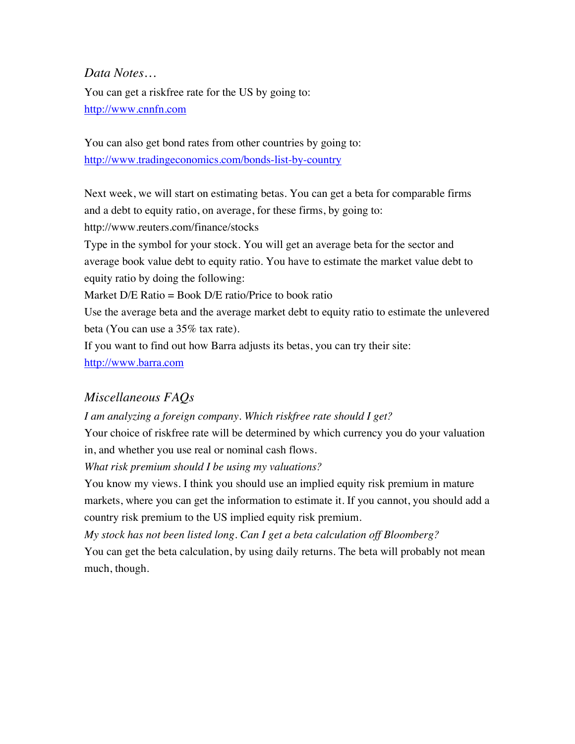*Data Notes…*

You can get a riskfree rate for the US by going to:
[http://www.cnnfn.com](http://www.cnnfn.com)

You can also get bond rates from other countries by going to:
[http://www.tradingeconomics.com/bonds-list-by-country](http://www.tradingeconomics.com/bonds-list-by-country)

Next week, we will start on estimating betas. You can get a beta for comparable firms and a debt to equity ratio, on average, for these firms, by going to:
http://www.reuters.com/finance/stocks
Type in the symbol for your stock. You will get an average beta for the sector and average book value debt to equity ratio. You have to estimate the market value debt to equity ratio by doing the following:
Market D/E Ratio = Book D/E ratio/Price to book ratio
Use the average beta and the average market debt to equity ratio to estimate the unlevered beta (You can use a 35% tax rate).
If you want to find out how Barra adjusts its betas, you can try their site:
[http://www.barra.com](http://www.barra.com)

## *Miscellaneous FAQs*

*I am analyzing a foreign company. Which riskfree rate should I get?*
Your choice of riskfree rate will be determined by which currency you do your valuation in, and whether you use real or nominal cash flows.
*What risk premium should I be using my valuations?*
You know my views. I think you should use an implied equity risk premium in mature markets, where you can get the information to estimate it. If you cannot, you should add a country risk premium to the US implied equity risk premium.
*My stock has not been listed long. Can I get a beta calculation off Bloomberg?*
You can get the beta calculation, by using daily returns. The beta will probably not mean much, though.